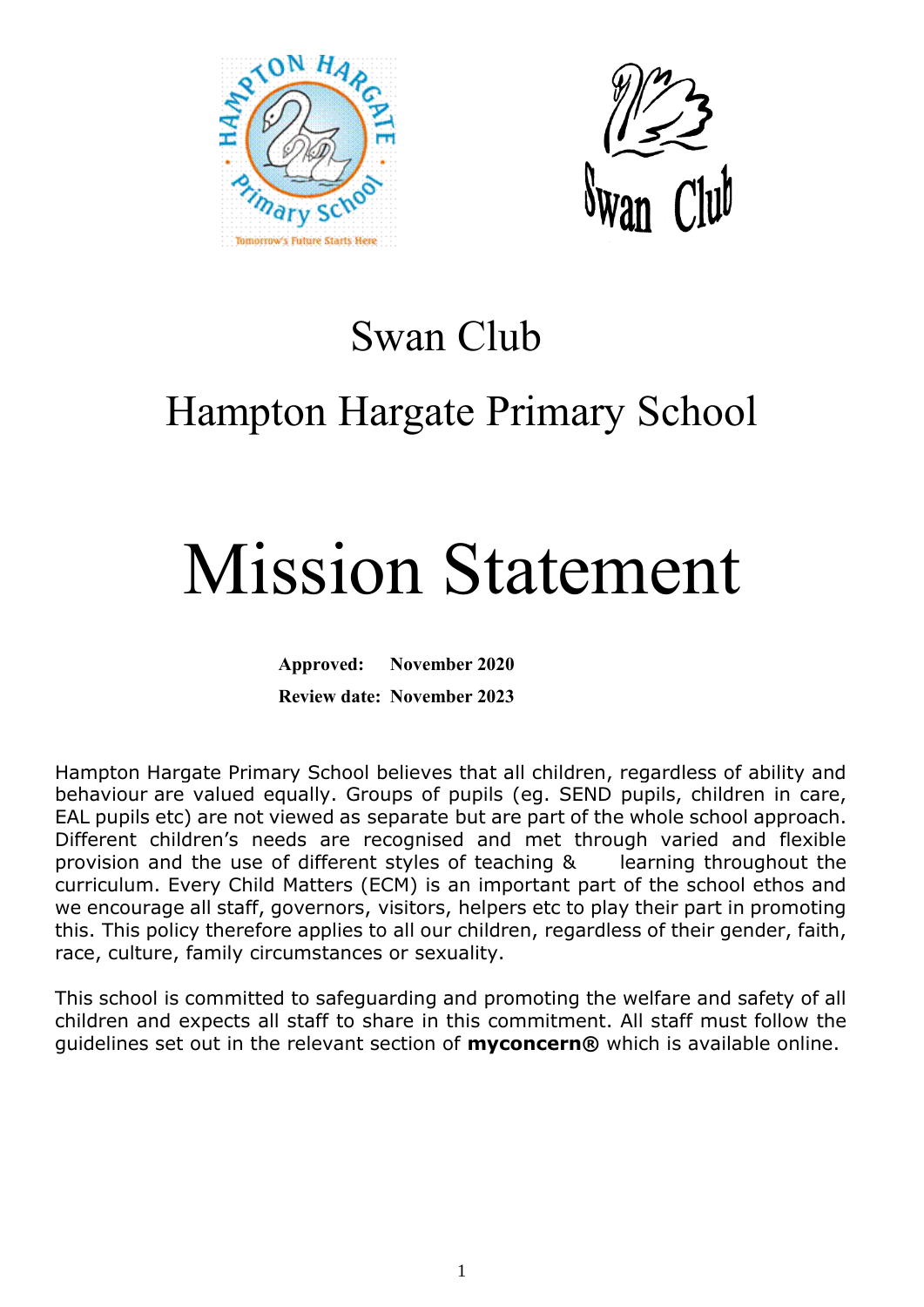# Swan Club

# Hampton Hargate Primary School

# Mission Statement

**Approved: November 2020**

**Review date: November 2023**

Hampton Hargate Primary School believes that all children, regardless of ability and behaviour are valued equally. Groups of pupils (eg. SEND pupils, children in care, EAL pupils etc) are not viewed as separate but are part of the whole school approach. Different children's needs are recognised and met through varied and flexible provision and the use of different styles of teaching & learning throughout the curriculum. Every Child Matters (ECM) is an important part of the school ethos and we encourage all staff, governors, visitors, helpers etc to play their part in promoting this. This policy therefore applies to all our children, regardless of their gender, faith, race, culture, family circumstances or sexuality.

This school is committed to safeguarding and promoting the welfare and safety of all children and expects all staff to share in this commitment. All staff must follow the guidelines set out in the relevant section of **myconcern®** which is available online.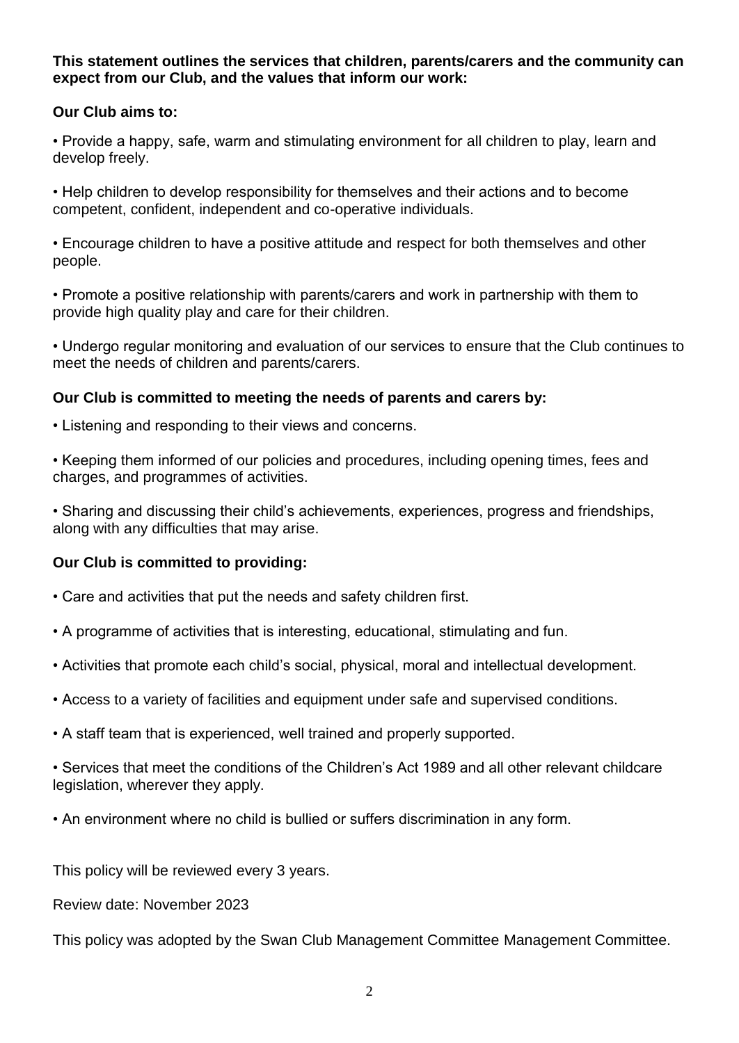**This statement outlines the services that children, parents/carers and the community can expect from our Club, and the values that inform our work:**

**Our Club aims to:**

- Provide a happy, safe, warm and stimulating environment for all children to play, learn and develop freely.
- Help children to develop responsibility for themselves and their actions and to become competent, confident, independent and co-operative individuals.
- Encourage children to have a positive attitude and respect for both themselves and other people.
- Promote a positive relationship with parents/carers and work in partnership with them to provide high quality play and care for their children.
- Undergo regular monitoring and evaluation of our services to ensure that the Club continues to meet the needs of children and parents/carers.

**Our Club is committed to meeting the needs of parents and carers by:**

- Listening and responding to their views and concerns.
- Keeping them informed of our policies and procedures, including opening times, fees and charges, and programmes of activities.
- Sharing and discussing their child's achievements, experiences, progress and friendships, along with any difficulties that may arise.

**Our Club is committed to providing:**

- Care and activities that put the needs and safety children first.
- A programme of activities that is interesting, educational, stimulating and fun.
- Activities that promote each child's social, physical, moral and intellectual development.
- Access to a variety of facilities and equipment under safe and supervised conditions.
- A staff team that is experienced, well trained and properly supported.
- Services that meet the conditions of the Children's Act 1989 and all other relevant childcare legislation, wherever they apply.
- An environment where no child is bullied or suffers discrimination in any form.

This policy will be reviewed every 3 years.

Review date: November 2023

This policy was adopted by the Swan Club Management Committee Management Committee.